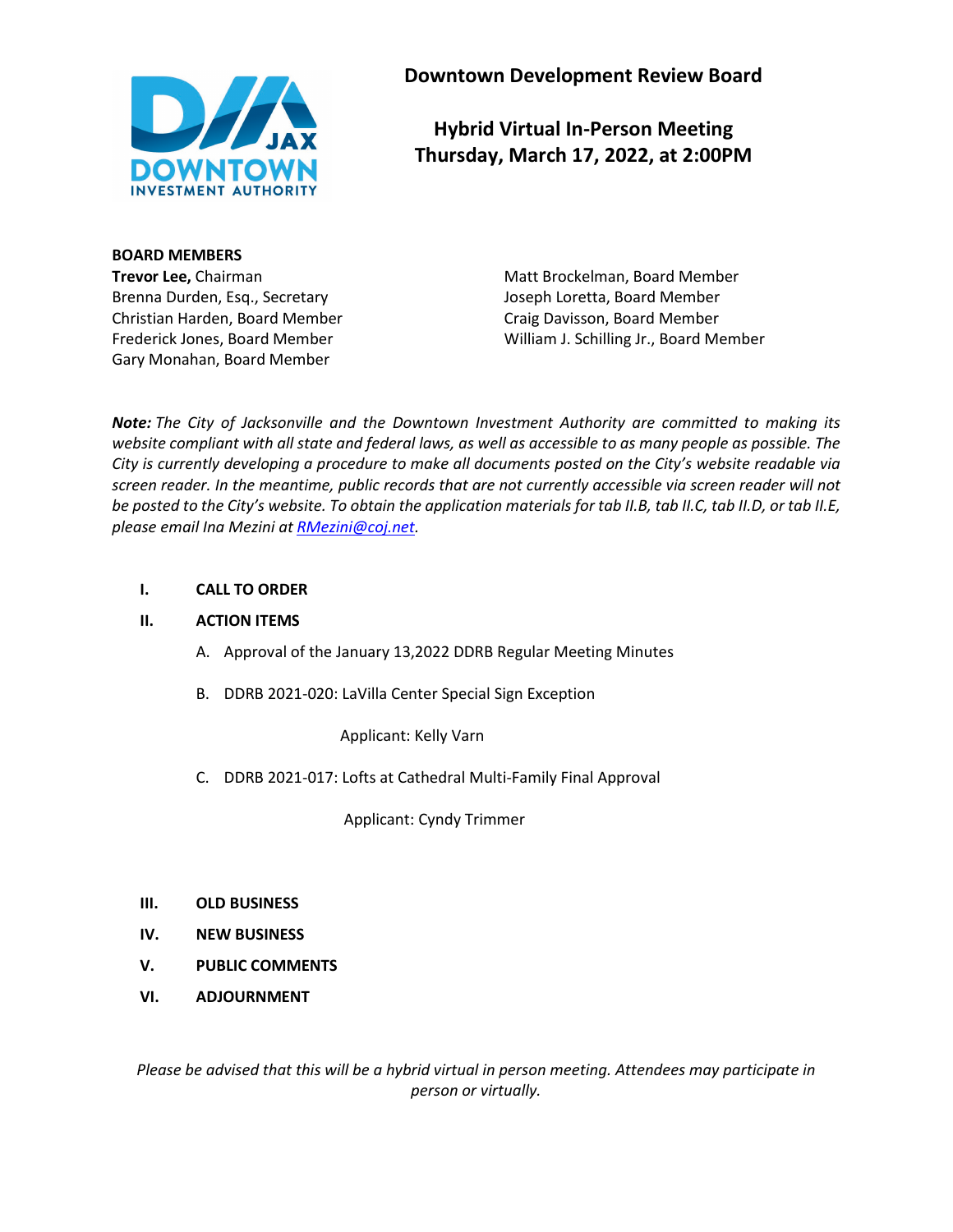# Downtown Development Review Board

## Hybrid Virtual In-Person Meeting
## Thursday, March 17, 2022, at 2:00PM

**BOARD MEMBERS**

**Trevor Lee,** Chairman
Brenna Durden, Esq., Secretary
Christian Harden, Board Member
Frederick Jones, Board Member
Gary Monahan, Board Member
Matt Brockelman, Board Member
Joseph Loretta, Board Member
Craig Davisson, Board Member
William J. Schilling Jr., Board Member

***Note:*** *The City of Jacksonville and the Downtown Investment Authority are committed to making its website compliant with all state and federal laws, as well as accessible to as many people as possible. The City is currently developing a procedure to make all documents posted on the City's website readable via screen reader. In the meantime, public records that are not currently accessible via screen reader will not be posted to the City's website. To obtain the application materials for tab II.B, tab II.C, tab II.D, or tab II.E, please email Ina Mezini at RMezini@coj.net.*

**I. CALL TO ORDER**

**II. ACTION ITEMS**

A. Approval of the January 13,2022 DDRB Regular Meeting Minutes

B. DDRB 2021-020: LaVilla Center Special Sign Exception

Applicant: Kelly Varn

C. DDRB 2021-017: Lofts at Cathedral Multi-Family Final Approval

Applicant: Cyndy Trimmer

**III. OLD BUSINESS**

**IV. NEW BUSINESS**

**V. PUBLIC COMMENTS**

**VI. ADJOURNMENT**

*Please be advised that this will be a hybrid virtual in person meeting. Attendees may participate in person or virtually.*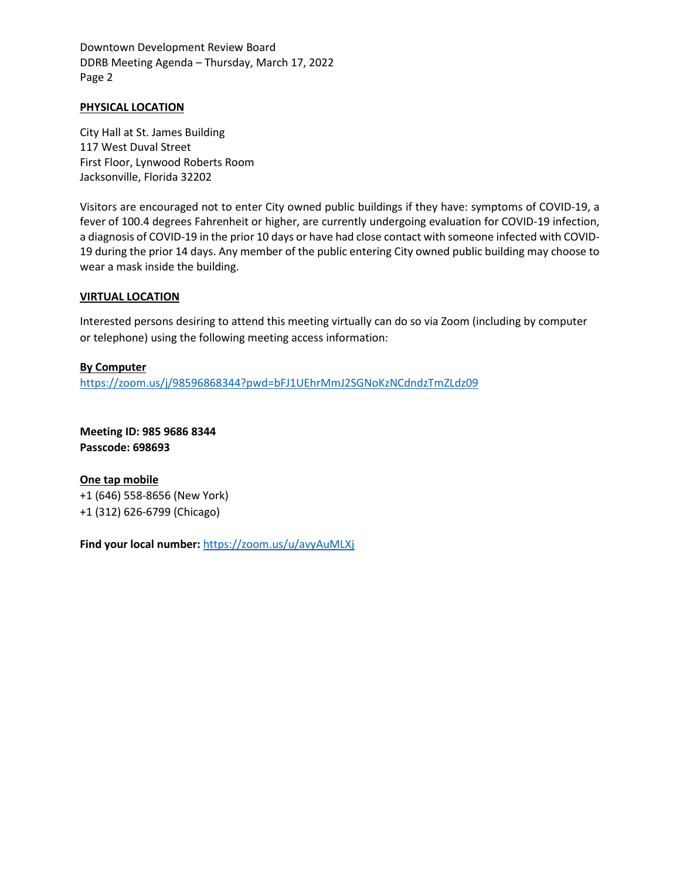**PHYSICAL LOCATION**

City Hall at St. James Building
117 West Duval Street
First Floor, Lynwood Roberts Room
Jacksonville, Florida 32202

Visitors are encouraged not to enter City owned public buildings if they have: symptoms of COVID-19, a fever of 100.4 degrees Fahrenheit or higher, are currently undergoing evaluation for COVID-19 infection, a diagnosis of COVID-19 in the prior 10 days or have had close contact with someone infected with COVID-19 during the prior 14 days. Any member of the public entering City owned public building may choose to wear a mask inside the building.

**VIRTUAL LOCATION**

Interested persons desiring to attend this meeting virtually can do so via Zoom (including by computer or telephone) using the following meeting access information:

**By Computer**
https://zoom.us/j/98596868344?pwd=bFJ1UEhrMmJ2SGNoKzNCdndzTmZLdz09

**Meeting ID: 985 9686 8344**
**Passcode: 698693**

**One tap mobile**
+1 (646) 558-8656 (New York)
+1 (312) 626-6799 (Chicago)

**Find your local number:** https://zoom.us/u/avyAuMLXj